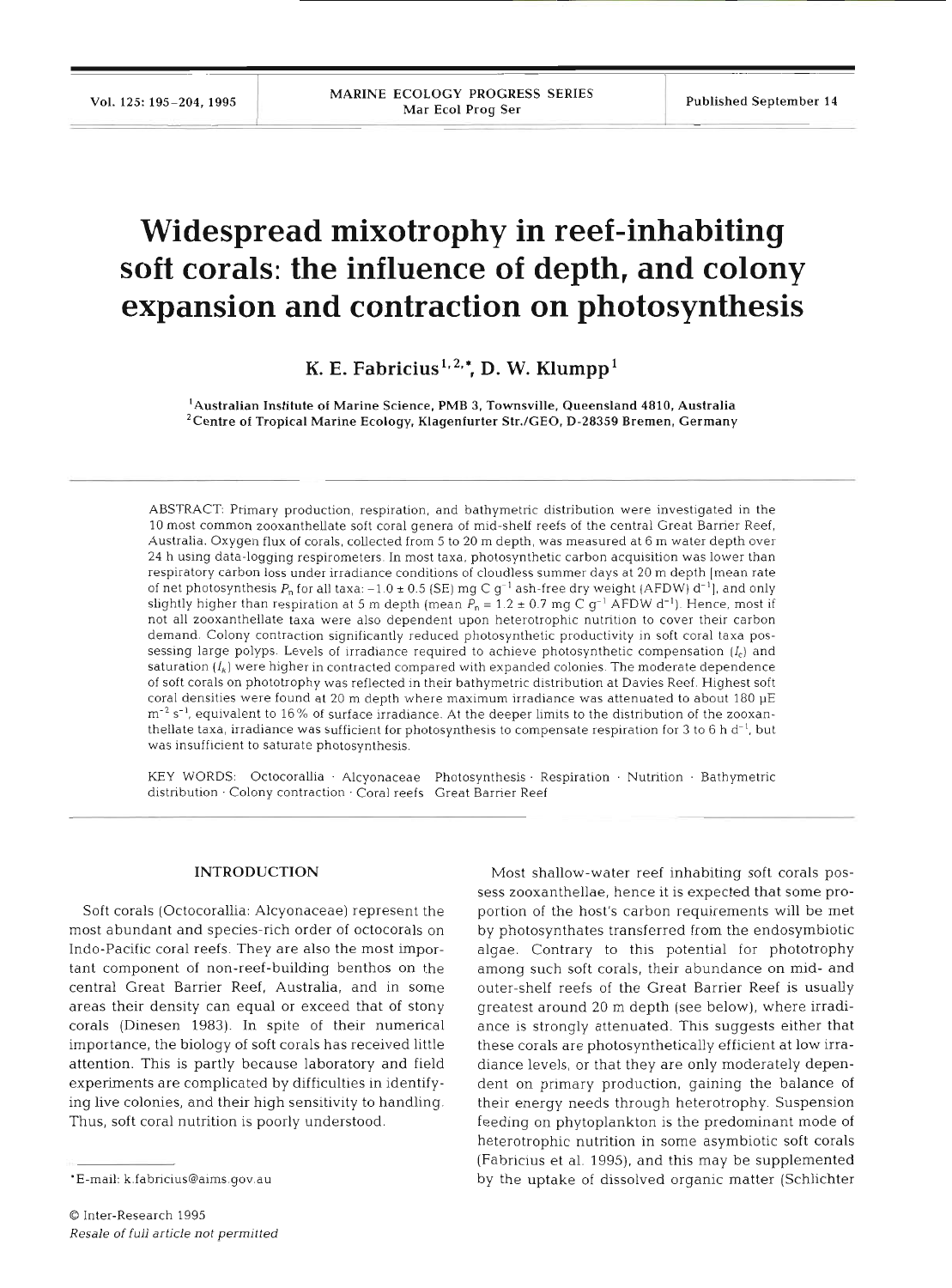# Widespread mixotrophy in reef-inhabiting soft corals: the influence of depth, and colony expansion and contraction on photosynthesis

**K. E. Fabricius[1,2,*], D. W. Klumpp[1]**

[1]Australian Institute of Marine Science, PMB 3, Townsville, Queensland 4810, Australia
[2]Centre of Tropical Marine Ecology, Klagenfurter Str./GEO, D-28359 Bremen, Germany

ABSTRACT: Primary production, respiration, and bathymetric distribution were investigated in the 10 most common zooxanthellate soft coral genera of mid-shelf reefs of the central Great Barrier Reef, Australia. Oxygen flux of corals, collected from 5 to 20 m depth, was measured at 6 m water depth over 24 h using data-logging respirometers. In most taxa, photosynthetic carbon acquisition was lower than respiratory carbon loss under irradiance conditions of cloudless summer days at 20 m depth [mean rate of net photosynthesis $P_n$ for all taxa: $-1.0 \pm 0.5$ (SE) mg C $g^{-1}$ ash-free dry weight (AFDW) $d^{-1}$], and only slightly higher than respiration at 5 m depth (mean $P_n = 1.2 \pm 0.7$ mg C $g^{-1}$ AFDW $d^{-1}$). Hence, most if not all zooxanthellate taxa were also dependent upon heterotrophic nutrition to cover their carbon demand. Colony contraction significantly reduced photosynthetic productivity in soft coral taxa possessing large polyps. Levels of irradiance required to achieve photosynthetic compensation ($I_c$) and saturation ($I_k$) were higher in contracted compared with expanded colonies. The moderate dependence of soft corals on phototrophy was reflected in their bathymetric distribution at Davies Reef. Highest soft coral densities were found at 20 m depth where maximum irradiance was attenuated to about 180 µE $m^{-2}$ $s^{-1}$, equivalent to 16% of surface irradiance. At the deeper limits to the distribution of the zooxanthellate taxa, irradiance was sufficient for photosynthesis to compensate respiration for 3 to 6 h $d^{-1}$, but was insufficient to saturate photosynthesis.

KEY WORDS: Octocorallia · Alcyonaceae · Photosynthesis · Respiration · Nutrition · Bathymetric distribution · Colony contraction · Coral reefs · Great Barrier Reef

## INTRODUCTION

Soft corals (Octocorallia: Alcyonaceae) represent the most abundant and species-rich order of octocorals on Indo-Pacific coral reefs. They are also the most important component of non-reef-building benthos on the central Great Barrier Reef, Australia, and in some areas their density can equal or exceed that of stony corals (Dinesen 1983). In spite of their numerical importance, the biology of soft corals has received little attention. This is partly because laboratory and field experiments are complicated by difficulties in identifying live colonies, and their high sensitivity to handling. Thus, soft coral nutrition is poorly understood.

Most shallow-water reef inhabiting soft corals possess zooxanthellae, hence it is expected that some proportion of the host's carbon requirements will be met by photosynthates transferred from the endosymbiotic algae. Contrary to this potential for phototrophy among such soft corals, their abundance on mid- and outer-shelf reefs of the Great Barrier Reef is usually greatest around 20 m depth (see below), where irradiance is strongly attenuated. This suggests either that these corals are photosynthetically efficient at low irradiance levels, or that they are only moderately dependent on primary production, gaining the balance of their energy needs through heterotrophy. Suspension feeding on phytoplankton is the predominant mode of heterotrophic nutrition in some asymbiotic soft corals (Fabricius et al. 1995), and this may be supplemented by the uptake of dissolved organic matter (Schlichter

*E-mail: k.fabricius@aims.gov.au

© Inter-Research 1995
*Resale of full article not permitted*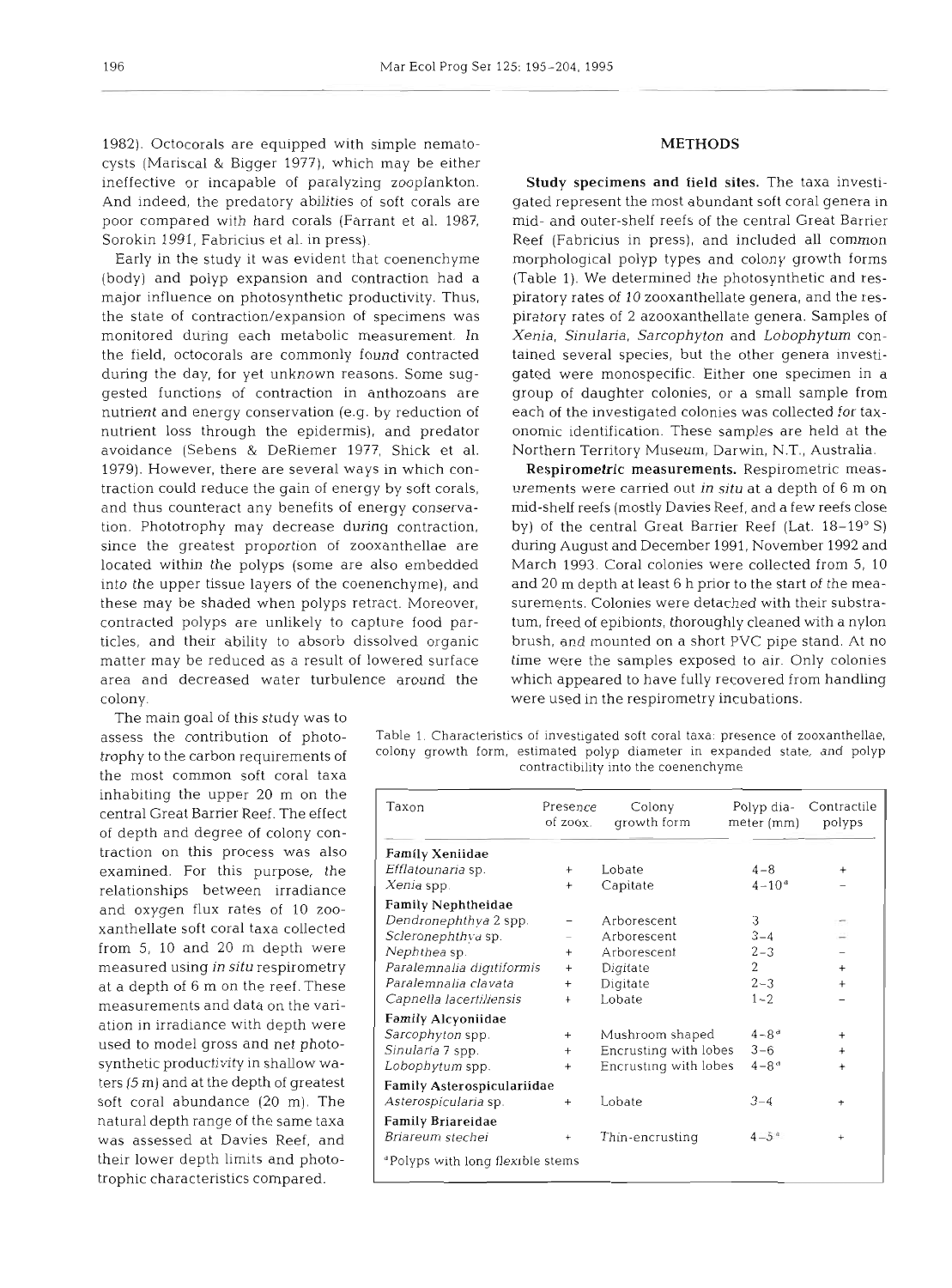1982). Octocorals are equipped with simple nematocysts (Mariscal & Bigger 1977), which may be either ineffective or incapable of paralyzing zooplankton. And indeed, the predatory abilities of soft corals are poor compared with hard corals (Farrant et al. 1987, Sorokin 1991, Fabricius et al. in press).

Early in the study it was evident that coenenchyme (body) and polyp expansion and contraction had a major influence on photosynthetic productivity. Thus, the state of contraction/expansion of specimens was monitored during each metabolic measurement. In the field, octocorals are commonly found contracted during the day, for yet unknown reasons. Some suggested functions of contraction in anthozoans are nutrient and energy conservation (e.g. by reduction of nutrient loss through the epidermis), and predator avoidance (Sebens & DeRiemer 1977, Shick et al. 1979). However, there are several ways in which contraction could reduce the gain of energy by soft corals, and thus counteract any benefits of energy conservation. Phototrophy may decrease during contraction, since the greatest proportion of zooxanthellae are located within the polyps (some are also embedded into the upper tissue layers of the coenenchyme), and these may be shaded when polyps retract. Moreover, contracted polyps are unlikely to capture food particles, and their ability to absorb dissolved organic matter may be reduced as a result of lowered surface area and decreased water turbulence around the colony.

The main goal of this study was to assess the contribution of phototrophy to the carbon requirements of the most common soft coral taxa inhabiting the upper 20 m on the central Great Barrier Reef. The effect of depth and degree of colony contraction on this process was also examined. For this purpose, the relationships between irradiance and oxygen flux rates of 10 zooxanthellate soft coral taxa collected from 5, 10 and 20 m depth were measured using *in situ* respirometry at a depth of 6 m on the reef. These measurements and data on the variation in irradiance with depth were used to model gross and net photosynthetic productivity in shallow waters (5 m) and at the depth of greatest soft coral abundance (20 m). The natural depth range of the same taxa was assessed at Davies Reef, and their lower depth limits and phototrophic characteristics compared.

## METHODS

**Study specimens and field sites.** The taxa investigated represent the most abundant soft coral genera in mid- and outer-shelf reefs of the central Great Barrier Reef (Fabricius in press), and included all common morphological polyp types and colony growth forms (Table 1). We determined the photosynthetic and respiratory rates of 10 zooxanthellate genera, and the respiratory rates of 2 azooxanthellate genera. Samples of *Xenia*, *Sinularia*, *Sarcophyton* and *Lobophytum* contained several species, but the other genera investigated were monospecific. Either one specimen in a group of daughter colonies, or a small sample from each of the investigated colonies was collected for taxonomic identification. These samples are held at the Northern Territory Museum, Darwin, N.T., Australia.

**Respirometric measurements.** Respirometric measurements were carried out *in situ* at a depth of 6 m on mid-shelf reefs (mostly Davies Reef, and a few reefs close by) of the central Great Barrier Reef (Lat. 18–19° S) during August and December 1991, November 1992 and March 1993. Coral colonies were collected from 5, 10 and 20 m depth at least 6 h prior to the start of the measurements. Colonies were detached with their substratum, freed of epibionts, thoroughly cleaned with a nylon brush, and mounted on a short PVC pipe stand. At no time were the samples exposed to air. Only colonies which appeared to have fully recovered from handling were used in the respirometry incubations.

Table 1. Characteristics of investigated soft coral taxa: presence of zooxanthellae, colony growth form, estimated polyp diameter in expanded state, and polyp contractibility into the coenenchyme

| Taxon | Presence of zoox. | Colony growth form | Polyp diameter (mm) | Contractile polyps |
|---|---|---|---|---|
| **Family Xeniidae** | | | | |
| *Efflatounaria* sp. | + | Lobate | 4–8 | + |
| *Xenia* spp. | + | Capitate | 4–10[a] | – |
| **Family Nephtheidae** | | | | |
| *Dendronephthya* 2 spp. | – | Arborescent | 3 | – |
| *Scleronephthya* sp. | – | Arborescent | 3–4 | – |
| *Nephthea* sp. | + | Arborescent | 2–3 | – |
| *Paralemnalia digitiformis* | + | Digitate | 2 | + |
| *Paralemnalia clavata* | + | Digitate | 2–3 | + |
| *Capnella lacertiliensis* | + | Lobate | 1–2 | – |
| **Family Alcyoniidae** | | | | |
| *Sarcophyton* spp. | + | Mushroom shaped | 4–8[a] | + |
| *Sinularia* 7 spp. | + | Encrusting with lobes | 3–6 | + |
| *Lobophytum* spp. | + | Encrusting with lobes | 4–8[a] | + |
| **Family Asterospiculariidae** | | | | |
| *Asterospicularia* sp. | + | Lobate | 3–4 | + |
| **Family Briareidae** | | | | |
| *Briareum stechei* | + | Thin-encrusting | 4–5[a] | + |

[a]Polyps with long flexible stems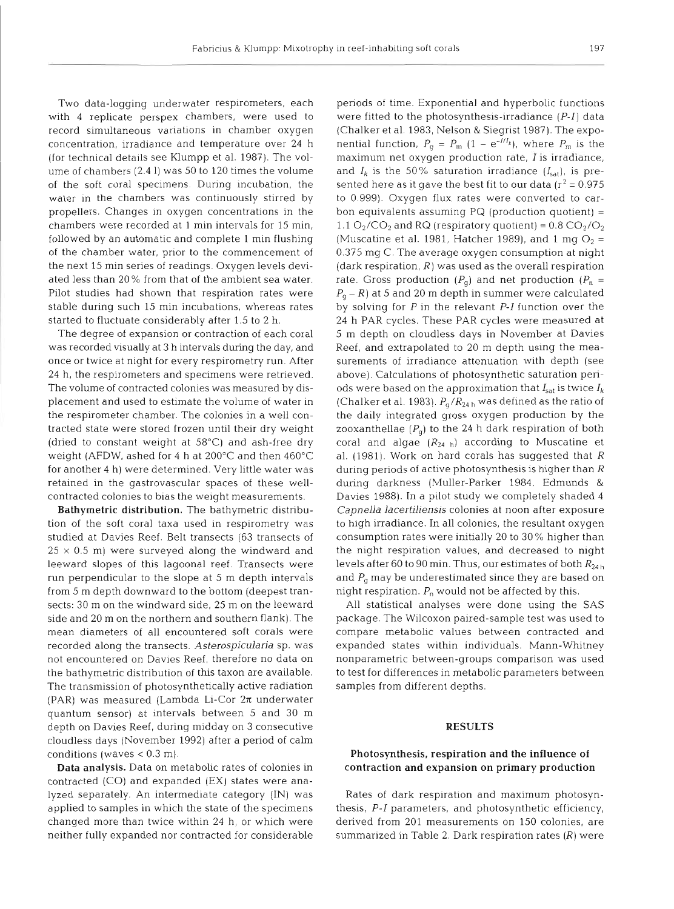Two data-logging underwater respirometers, each with 4 replicate perspex chambers, were used to record simultaneous variations in chamber oxygen concentration, irradiance and temperature over 24 h (for technical details see Klumpp et al. 1987). The volume of chambers (2.4 l) was 50 to 120 times the volume of the soft coral specimens. During incubation, the water in the chambers was continuously stirred by propellers. Changes in oxygen concentrations in the chambers were recorded at 1 min intervals for 15 min, followed by an automatic and complete 1 min flushing of the chamber water, prior to the commencement of the next 15 min series of readings. Oxygen levels deviated less than 20% from that of the ambient sea water. Pilot studies had shown that respiration rates were stable during such 15 min incubations, whereas rates started to fluctuate considerably after 1.5 to 2 h.

The degree of expansion or contraction of each coral was recorded visually at 3 h intervals during the day, and once or twice at night for every respirometry run. After 24 h, the respirometers and specimens were retrieved. The volume of contracted colonies was measured by displacement and used to estimate the volume of water in the respirometer chamber. The colonies in a well contracted state were stored frozen until their dry weight (dried to constant weight at 58°C) and ash-free dry weight (AFDW, ashed for 4 h at 200°C and then 460°C for another 4 h) were determined. Very little water was retained in the gastrovascular spaces of these well-contracted colonies to bias the weight measurements.

**Bathymetric distribution.** The bathymetric distribution of the soft coral taxa used in respirometry was studied at Davies Reef. Belt transects (63 transects of 25 × 0.5 m) were surveyed along the windward and leeward slopes of this lagoonal reef. Transects were run perpendicular to the slope at 5 m depth intervals from 5 m depth downward to the bottom (deepest transects: 30 m on the windward side, 25 m on the leeward side and 20 m on the northern and southern flank). The mean diameters of all encountered soft corals were recorded along the transects. *Asterospicularia* sp. was not encountered on Davies Reef, therefore no data on the bathymetric distribution of this taxon are available. The transmission of photosynthetically active radiation (PAR) was measured (Lambda Li-Cor 2π underwater quantum sensor) at intervals between 5 and 30 m depth on Davies Reef, during midday on 3 consecutive cloudless days (November 1992) after a period of calm conditions (waves < 0.3 m).

**Data analysis.** Data on metabolic rates of colonies in contracted (CO) and expanded (EX) states were analyzed separately. An intermediate category (IN) was applied to samples in which the state of the specimens changed more than twice within 24 h, or which were neither fully expanded nor contracted for considerable periods of time. Exponential and hyperbolic functions were fitted to the photosynthesis-irradiance (*P-I*) data (Chalker et al. 1983, Nelson & Siegrist 1987). The exponential function, $P_g = P_m\,(1 - e^{-I/I_k})$, where $P_m$ is the maximum net oxygen production rate, $I$ is irradiance, and $I_k$ is the 50% saturation irradiance ($I_{sat}$), is presented here as it gave the best fit to our data ($r^2 = 0.975$ to 0.999). Oxygen flux rates were converted to carbon equivalents assuming PQ (production quotient) = 1.1 $O_2/CO_2$ and RQ (respiratory quotient) = 0.8 $CO_2/O_2$ (Muscatine et al. 1981, Hatcher 1989), and 1 mg $O_2$ = 0.375 mg C. The average oxygen consumption at night (dark respiration, $R$) was used as the overall respiration rate. Gross production ($P_g$) and net production ($P_n = P_g - R$) at 5 and 20 m depth in summer were calculated by solving for $P$ in the relevant *P-I* function over the 24 h PAR cycles. These PAR cycles were measured at 5 m depth on cloudless days in November at Davies Reef, and extrapolated to 20 m depth using the measurements of irradiance attenuation with depth (see above). Calculations of photosynthetic saturation periods were based on the approximation that $I_{sat}$ is twice $I_k$ (Chalker et al. 1983). $P_g/R_{24\,h}$ was defined as the ratio of the daily integrated gross oxygen production by the zooxanthellae ($P_g$) to the 24 h dark respiration of both coral and algae ($R_{24\,h}$) according to Muscatine et al. (1981). Work on hard corals has suggested that $R$ during periods of active photosynthesis is higher than $R$ during darkness (Muller-Parker 1984, Edmunds & Davies 1988). In a pilot study we completely shaded 4 *Capnella lacertiliensis* colonies at noon after exposure to high irradiance. In all colonies, the resultant oxygen consumption rates were initially 20 to 30% higher than the night respiration values, and decreased to night levels after 60 to 90 min. Thus, our estimates of both $R_{24\,h}$ and $P_g$ may be underestimated since they are based on night respiration. $P_n$ would not be affected by this.

All statistical analyses were done using the SAS package. The Wilcoxon paired-sample test was used to compare metabolic values between contracted and expanded states within individuals. Mann-Whitney nonparametric between-groups comparison was used to test for differences in metabolic parameters between samples from different depths.

## RESULTS

### Photosynthesis, respiration and the influence of contraction and expansion on primary production

Rates of dark respiration and maximum photosynthesis, *P-I* parameters, and photosynthetic efficiency, derived from 201 measurements on 150 colonies, are summarized in Table 2. Dark respiration rates ($R$) were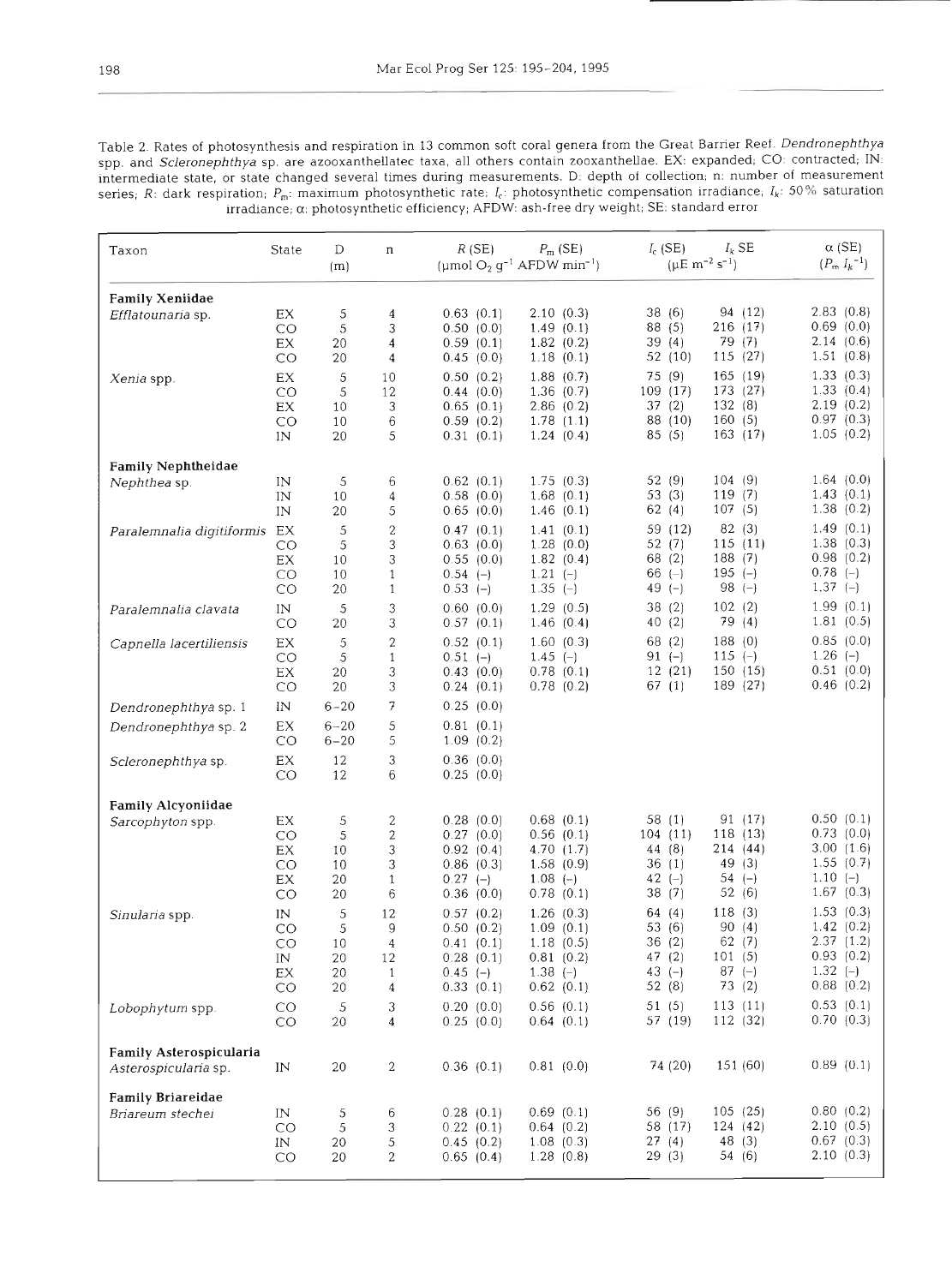Table 2. Rates of photosynthesis and respiration in 13 common soft coral genera from the Great Barrier Reef. *Dendronephthya* spp. and *Scleronephthya* sp. are azooxanthellatec taxa, all others contain zooxanthellae. EX: expanded; CO: contracted; IN: intermediate state, or state changed several times during measurements. D: depth of collection; n: number of measurement series; R: dark respiration; $P_m$: maximum photosynthetic rate; $I_c$: photosynthetic compensation irradiance; $I_k$: 50% saturation irradiance; α: photosynthetic efficiency; AFDW: ash-free dry weight; SE: standard error

| Taxon | State | D (m) | n | R (SE) ($\mu$mol $O_2$ $g^{-1}$ AFDW $min^{-1}$) | $P_m$ (SE) ($\mu$mol $O_2$ $g^{-1}$ AFDW $min^{-1}$) | $I_c$ (SE) ($\mu$E $m^{-2}$ $s^{-1}$) | $I_k$ SE ($\mu$E $m^{-2}$ $s^{-1}$) | α (SE) ($P_m$ $I_k^{-1}$) |
|---|---|---|---|---|---|---|---|---|
| **Family Xeniidae** | | | | | | | | |
| *Efflatounaria* sp. | EX | 5 | 4 | 0.63 (0.1) | 2.10 (0.3) | 38 (6) | 94 (12) | 2.83 (0.8) |
| | CO | 5 | 3 | 0.50 (0.0) | 1.49 (0.1) | 88 (5) | 216 (17) | 0.69 (0.0) |
| | EX | 20 | 4 | 0.59 (0.1) | 1.82 (0.2) | 39 (4) | 79 (7) | 2.14 (0.6) |
| | CO | 20 | 4 | 0.45 (0.0) | 1.18 (0.1) | 52 (10) | 115 (27) | 1.51 (0.8) |
| *Xenia* spp. | EX | 5 | 10 | 0.50 (0.2) | 1.88 (0.7) | 75 (9) | 165 (19) | 1.33 (0.3) |
| | CO | 5 | 12 | 0.44 (0.0) | 1.36 (0.7) | 109 (17) | 173 (27) | 1.33 (0.4) |
| | EX | 10 | 3 | 0.65 (0.1) | 2.86 (0.2) | 37 (2) | 132 (8) | 2.19 (0.2) |
| | CO | 10 | 6 | 0.59 (0.2) | 1.78 (1.1) | 88 (10) | 160 (5) | 0.97 (0.3) |
| | IN | 20 | 5 | 0.31 (0.1) | 1.24 (0.4) | 85 (5) | 163 (17) | 1.05 (0.2) |
| **Family Nephtheidae** | | | | | | | | |
| *Nephthea* sp. | IN | 5 | 6 | 0.62 (0.1) | 1.75 (0.3) | 52 (9) | 104 (9) | 1.64 (0.0) |
| | IN | 10 | 4 | 0.58 (0.0) | 1.68 (0.1) | 53 (3) | 119 (7) | 1.43 (0.1) |
| | IN | 20 | 5 | 0.65 (0.0) | 1.46 (0.1) | 62 (4) | 107 (5) | 1.38 (0.2) |
| *Paralemnalia digitiformis* | EX | 5 | 2 | 0.47 (0.1) | 1.41 (0.1) | 59 (12) | 82 (3) | 1.49 (0.1) |
| | CO | 5 | 3 | 0.63 (0.0) | 1.28 (0.0) | 52 (7) | 115 (11) | 1.38 (0.3) |
| | EX | 10 | 3 | 0.55 (0.0) | 1.82 (0.4) | 68 (2) | 188 (7) | 0.98 (0.2) |
| | CO | 10 | 1 | 0.54 (–) | 1.21 (–) | 66 (–) | 195 (–) | 0.78 (–) |
| | CO | 20 | 1 | 0.53 (–) | 1.35 (–) | 49 (–) | 98 (–) | 1.37 (–) |
| *Paralemnalia clavata* | IN | 5 | 3 | 0.60 (0.0) | 1.29 (0.5) | 38 (2) | 102 (2) | 1.99 (0.1) |
| | CO | 20 | 3 | 0.57 (0.1) | 1.46 (0.4) | 40 (2) | 79 (4) | 1.81 (0.5) |
| *Capnella lacertiliensis* | EX | 5 | 2 | 0.52 (0.1) | 1.60 (0.3) | 68 (2) | 188 (0) | 0.85 (0.0) |
| | CO | 5 | 1 | 0.51 (–) | 1.45 (–) | 91 (–) | 115 (–) | 1.26 (–) |
| | EX | 20 | 3 | 0.43 (0.0) | 0.78 (0.1) | 12 (21) | 150 (15) | 0.51 (0.0) |
| | CO | 20 | 3 | 0.24 (0.1) | 0.78 (0.2) | 67 (1) | 189 (27) | 0.46 (0.2) |
| *Dendronephthya* sp. 1 | IN | 6–20 | 7 | 0.25 (0.0) | | | | |
| *Dendronephthya* sp. 2 | EX | 6–20 | 5 | 0.81 (0.1) | | | | |
| | CO | 6–20 | 5 | 1.09 (0.2) | | | | |
| *Scleronephthya* sp. | EX | 12 | 3 | 0.36 (0.0) | | | | |
| | CO | 12 | 6 | 0.25 (0.0) | | | | |
| **Family Alcyoniidae** | | | | | | | | |
| *Sarcophyton* spp. | EX | 5 | 2 | 0.28 (0.0) | 0.68 (0.1) | 58 (1) | 91 (17) | 0.50 (0.1) |
| | CO | 5 | 2 | 0.27 (0.0) | 0.56 (0.1) | 104 (11) | 118 (13) | 0.73 (0.0) |
| | EX | 10 | 3 | 0.92 (0.4) | 4.70 (1.7) | 44 (8) | 214 (44) | 3.00 (1.6) |
| | CO | 10 | 3 | 0.86 (0.3) | 1.58 (0.9) | 36 (1) | 49 (3) | 1.55 (0.7) |
| | EX | 20 | 1 | 0.27 (–) | 1.08 (–) | 42 (–) | 54 (–) | 1.10 (–) |
| | CO | 20 | 6 | 0.36 (0.0) | 0.78 (0.1) | 38 (7) | 52 (6) | 1.67 (0.3) |
| *Sinularia* spp. | IN | 5 | 12 | 0.57 (0.2) | 1.26 (0.3) | 64 (4) | 118 (3) | 1.53 (0.3) |
| | CO | 5 | 9 | 0.50 (0.2) | 1.09 (0.1) | 53 (6) | 90 (4) | 1.42 (0.2) |
| | CO | 10 | 4 | 0.41 (0.1) | 1.18 (0.5) | 36 (2) | 62 (7) | 2.37 (1.2) |
| | IN | 20 | 12 | 0.28 (0.1) | 0.81 (0.2) | 47 (2) | 101 (5) | 0.93 (0.2) |
| | EX | 20 | 1 | 0.45 (–) | 1.38 (–) | 43 (–) | 87 (–) | 1.32 (–) |
| | CO | 20 | 4 | 0.33 (0.1) | 0.62 (0.1) | 52 (8) | 73 (2) | 0.88 (0.2) |
| *Lobophytum* spp. | CO | 5 | 3 | 0.20 (0.0) | 0.56 (0.1) | 51 (5) | 113 (11) | 0.53 (0.1) |
| | CO | 20 | 4 | 0.25 (0.0) | 0.64 (0.1) | 57 (19) | 112 (32) | 0.70 (0.3) |
| **Family Asterospicularia** | | | | | | | | |
| *Asterospicularia* sp. | IN | 20 | 2 | 0.36 (0.1) | 0.81 (0.0) | 74 (20) | 151 (60) | 0.89 (0.1) |
| **Family Briareidae** | | | | | | | | |
| *Briareum stechei* | IN | 5 | 6 | 0.28 (0.1) | 0.69 (0.1) | 56 (9) | 105 (25) | 0.80 (0.2) |
| | CO | 5 | 3 | 0.22 (0.1) | 0.64 (0.2) | 58 (17) | 124 (42) | 2.10 (0.5) |
| | IN | 20 | 5 | 0.45 (0.2) | 1.08 (0.3) | 27 (4) | 48 (3) | 0.67 (0.3) |
| | CO | 20 | 2 | 0.65 (0.4) | 1.28 (0.8) | 29 (3) | 54 (6) | 2.10 (0.3) |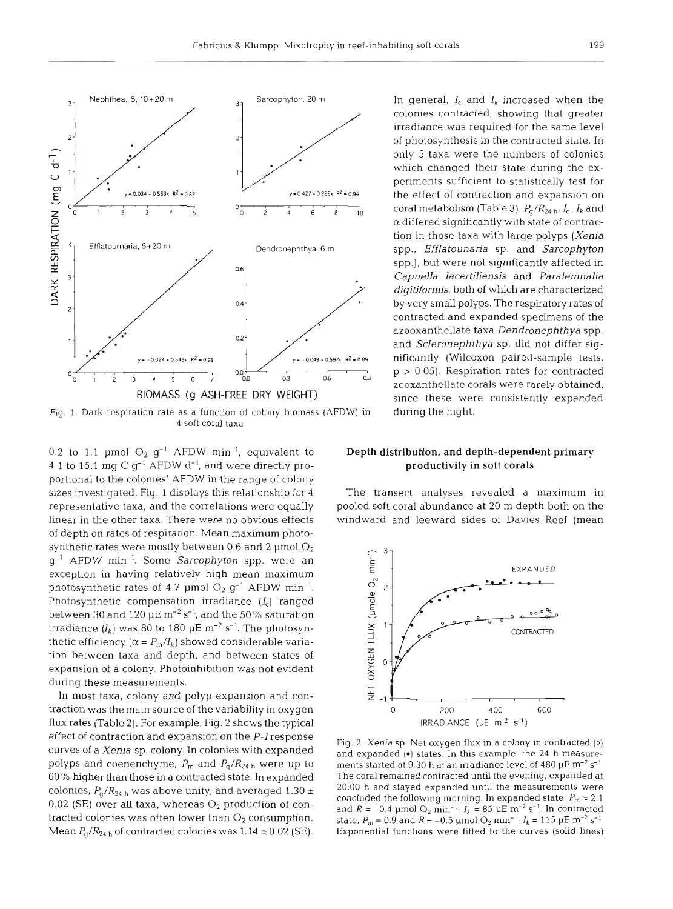Fig. 1. Dark-respiration rate as a function of colony biomass (AFDW) in 4 soft coral taxa

0.2 to 1.1 µmol $O_2$ $g^{-1}$ AFDW $min^{-1}$, equivalent to 4.1 to 15.1 mg C $g^{-1}$ AFDW $d^{-1}$, and were directly proportional to the colonies' AFDW in the range of colony sizes investigated. Fig. 1 displays this relationship for 4 representative taxa, and the correlations were equally linear in the other taxa. There were no obvious effects of depth on rates of respiration. Mean maximum photosynthetic rates were mostly between 0.6 and 2 µmol $O_2$ $g^{-1}$ AFDW $min^{-1}$. Some *Sarcophyton* spp. were an exception in having relatively high mean maximum photosynthetic rates of 4.7 µmol $O_2$ $g^{-1}$ AFDW $min^{-1}$. Photosynthetic compensation irradiance ($I_c$) ranged between 30 and 120 µE $m^{-2}$ $s^{-1}$, and the 50% saturation irradiance ($I_k$) was 80 to 180 µE $m^{-2}$ $s^{-1}$. The photosynthetic efficiency ($\alpha = P_m/I_k$) showed considerable variation between taxa and depth, and between states of expansion of a colony. Photoinhibition was not evident during these measurements.

In most taxa, colony and polyp expansion and contraction was the main source of the variability in oxygen flux rates (Table 2). For example, Fig. 2 shows the typical effect of contraction and expansion on the *P-I* response curves of a *Xenia* sp. colony. In colonies with expanded polyps and coenenchyme, $P_m$ and $P_g/R_{24\,h}$ were up to 60% higher than those in a contracted state. In expanded colonies, $P_g/R_{24\,h}$ was above unity, and averaged 1.30 ± 0.02 (SE) over all taxa, whereas $O_2$ production of contracted colonies was often lower than $O_2$ consumption. Mean $P_g/R_{24\,h}$ of contracted colonies was 1.14 ± 0.02 (SE).

In general, $I_c$ and $I_k$ increased when the colonies contracted, showing that greater irradiance was required for the same level of photosynthesis in the contracted state. In only 5 taxa were the numbers of colonies which changed their state during the experiments sufficient to statistically test for the effect of contraction and expansion on coral metabolism (Table 3). $P_g/R_{24\,h}$, $I_c$, $I_k$ and $\alpha$ differed significantly with state of contraction in those taxa with large polyps (*Xenia* spp., *Efflatounaria* sp. and *Sarcophyton* spp.), but were not significantly affected in *Capnella lacertiliensis* and *Paralemnalia digitiformis*, both of which are characterized by very small polyps. The respiratory rates of contracted and expanded specimens of the azooxanthellate taxa *Dendronephthya* spp. and *Scleronephthya* sp. did not differ significantly (Wilcoxon paired-sample tests, $p > 0.05$). Respiration rates for contracted zooxanthellate corals were rarely obtained, since these were consistently expanded during the night.

## Depth distribution, and depth-dependent primary productivity in soft corals

The transect analyses revealed a maximum in pooled soft coral abundance at 20 m depth both on the windward and leeward sides of Davies Reef (mean

Fig. 2. *Xenia* sp. Net oxygen flux in a colony in contracted (o) and expanded (•) states. In this example, the 24 h measurements started at 9.30 h at an irradiance level of 480 µE $m^{-2}$ $s^{-1}$. The coral remained contracted until the evening, expanded at 20.00 h and stayed expanded until the measurements were concluded the following morning. In expanded state, $P_m$ = 2.1 and $R$ = −0.4 µmol $O_2$ $min^{-1}$; $I_k$ = 85 µE $m^{-2}$ $s^{-1}$. In contracted state, $P_m$ = 0.9 and $R$ = −0.5 µmol $O_2$ $min^{-1}$; $I_k$ = 115 µE $m^{-2}$ $s^{-1}$. Exponential functions were fitted to the curves (solid lines)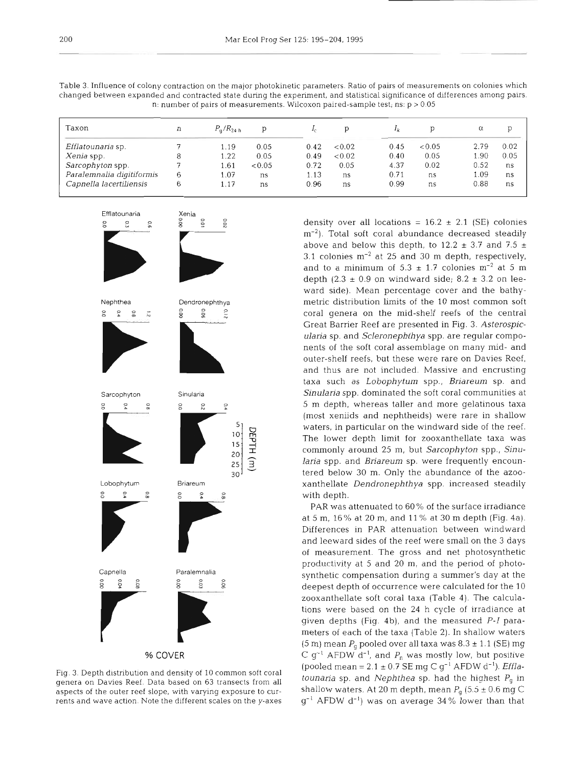Table 3. Influence of colony contraction on the major photokinetic parameters. Ratio of pairs of measurements on colonies which changed between expanded and contracted state during the experiment, and statistical significance of differences among pairs. n: number of pairs of measurements. Wilcoxon paired-sample test; ns: $p > 0.05$

| Taxon | n | $P_g/R_{24\,h}$ | p | $I_c$ | p | $I_k$ | p | $\alpha$ | p |
|---|---|---|---|---|---|---|---|---|---|
| *Efflatounaria* sp. | 7 | 1.19 | 0.05 | 0.42 | <0.02 | 0.45 | <0.05 | 2.79 | 0.02 |
| *Xenia* spp. | 8 | 1.22 | 0.05 | 0.49 | <0.02 | 0.40 | 0.05 | 1.90 | 0.05 |
| *Sarcophyton* spp. | 7 | 1.61 | <0.05 | 0.72 | 0.05 | 4.37 | 0.02 | 0.52 | ns |
| *Paralemnalia digitiformis* | 6 | 1.07 | ns | 1.13 | ns | 0.71 | ns | 1.09 | ns |
| *Capnella lacertiliensis* | 6 | 1.17 | ns | 0.96 | ns | 0.99 | ns | 0.88 | ns |

Fig. 3. Depth distribution and density of 10 common soft coral genera on Davies Reef. Data based on 63 transects from all aspects of the outer reef slope, with varying exposure to currents and wave action. Note the different scales on the y-axes

density over all locations = $16.2 \pm 2.1$ (SE) colonies $m^{-2}$). Total soft coral abundance decreased steadily above and below this depth, to $12.2 \pm 3.7$ and $7.5 \pm 3.1$ colonies $m^{-2}$ at 25 and 30 m depth, respectively, and to a minimum of $5.3 \pm 1.7$ colonies $m^{-2}$ at 5 m depth ($2.3 \pm 0.9$ on windward side; $8.2 \pm 3.2$ on leeward side). Mean percentage cover and the bathymetric distribution limits of the 10 most common soft coral genera on the mid-shelf reefs of the central Great Barrier Reef are presented in Fig. 3. *Asterospicularia* sp. and *Scleronephthya* spp. are regular components of the soft coral assemblage on many mid- and outer-shelf reefs, but these were rare on Davies Reef, and thus are not included. Massive and encrusting taxa such as *Lobophytum* spp., *Briareum* sp. and *Sinularia* spp. dominated the soft coral communities at 5 m depth, whereas taller and more gelatinous taxa (most xeniids and nephtheids) were rare in shallow waters, in particular on the windward side of the reef. The lower depth limit for zooxanthellate taxa was commonly around 25 m, but *Sarcophyton* spp., *Sinularia* spp. and *Briareum* sp. were frequently encountered below 30 m. Only the abundance of the azooxanthellate *Dendronephthya* spp. increased steadily with depth.

PAR was attenuated to 60% of the surface irradiance at 5 m, 16% at 20 m, and 11% at 30 m depth (Fig. 4a). Differences in PAR attenuation between windward and leeward sides of the reef were small on the 3 days of measurement. The gross and net photosynthetic productivity at 5 and 20 m, and the period of photosynthetic compensation during a summer's day at the deepest depth of occurrence were calculated for the 10 zooxanthellate soft coral taxa (Table 4). The calculations were based on the 24 h cycle of irradiance at given depths (Fig. 4b), and the measured *P-I* parameters of each of the taxa (Table 2). In shallow waters (5 m) mean $P_g$ pooled over all taxa was $8.3 \pm 1.1$ (SE) mg C $g^{-1}$ AFDW $d^{-1}$, and $P_n$ was mostly low, but positive (pooled mean = $2.1 \pm 0.7$ SE mg C $g^{-1}$ AFDW $d^{-1}$). *Efflatounaria* sp. and *Nephthea* sp. had the highest $P_g$ in shallow waters. At 20 m depth, mean $P_g$ ($5.5 \pm 0.6$ mg C $g^{-1}$ AFDW $d^{-1}$) was on average 34% lower than that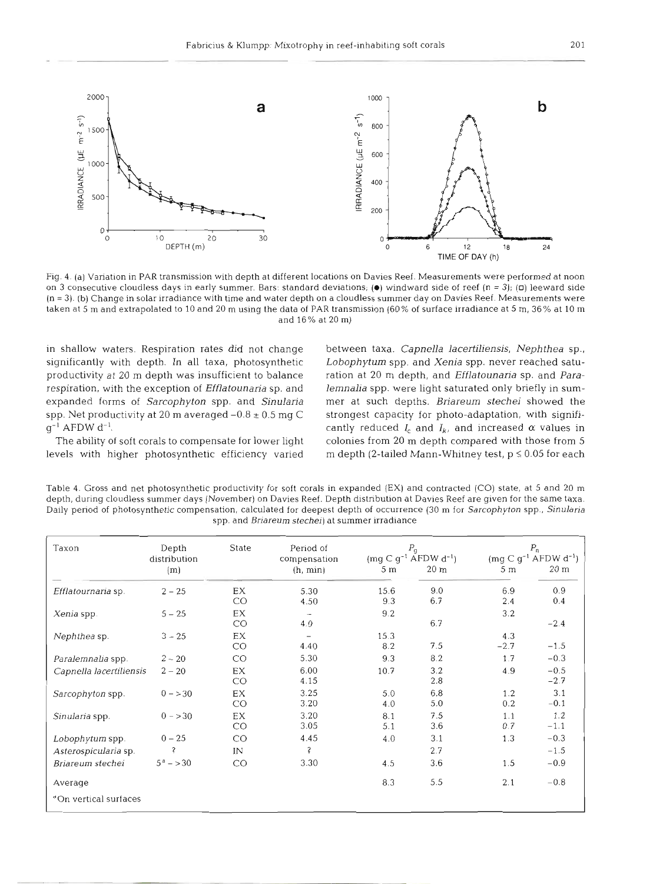Fig. 4. (a) Variation in PAR transmission with depth at different locations on Davies Reef. Measurements were performed at noon on 3 consecutive cloudless days in early summer. Bars: standard deviations; (●) windward side of reef (n = 3); (□) leeward side (n = 3). (b) Change in solar irradiance with time and water depth on a cloudless summer day on Davies Reef. Measurements were taken at 5 m and extrapolated to 10 and 20 m using the data of PAR transmission (60% of surface irradiance at 5 m, 36% at 10 m and 16% at 20 m)

in shallow waters. Respiration rates did not change significantly with depth. In all taxa, photosynthetic productivity at 20 m depth was insufficient to balance respiration, with the exception of *Efflatounaria* sp. and expanded forms of *Sarcophyton* spp. and *Sinularia* spp. Net productivity at 20 m averaged $-0.8 \pm 0.5$ mg C $g^{-1}$ AFDW $d^{-1}$.

The ability of soft corals to compensate for lower light levels with higher photosynthetic efficiency varied between taxa. *Capnella lacertiliensis*, *Nephthea* sp., *Lobophytum* spp. and *Xenia* spp. never reached saturation at 20 m depth, and *Efflatounaria* sp. and *Paralemnalia* spp. were light saturated only briefly in summer at such depths. *Briareum stechei* showed the strongest capacity for photo-adaptation, with significantly reduced $I_c$ and $I_k$, and increased $\alpha$ values in colonies from 20 m depth compared with those from 5 m depth (2-tailed Mann-Whitney test, $p \leq 0.05$ for each

Table 4. Gross and net photosynthetic productivity for soft corals in expanded (EX) and contracted (CO) state, at 5 and 20 m depth, during cloudless summer days (November) on Davies Reef. Depth distribution at Davies Reef are given for the same taxa. Daily period of photosynthetic compensation, calculated for deepest depth of occurrence (30 m for *Sarcophyton* spp., *Sinularia* spp. and *Briareum stechei*) at summer irradiance

| Taxon | Depth distribution (m) | State | Period of compensation (h, min) | $P_g$ (mg C $g^{-1}$ AFDW $d^{-1}$) | | $P_n$ (mg C $g^{-1}$ AFDW $d^{-1}$) | |
|---|---|---|---|---|---|---|---|
| | | | | 5 m | 20 m | 5 m | 20 m |
| *Efflatournaria* sp. | 2 – 25 | EX | 5.30 | 15.6 | 9.0 | 6.9 | 0.9 |
| | | CO | 4.50 | 9.3 | 6.7 | 2.4 | 0.4 |
| *Xenia* spp. | 5 – 25 | EX | – | 9.2 | | 3.2 | |
| | | CO | 4.0 | | 6.7 | | −2.4 |
| *Nephthea* sp. | 3 – 25 | EX | – | 15.3 | | 4.3 | |
| | | CO | 4.40 | 8.2 | 7.5 | −2.7 | −1.5 |
| *Paralemnalia* spp. | 2 – 20 | CO | 5.30 | 9.3 | 8.2 | 1.7 | −0.3 |
| *Capnella lacertiliensis* | 2 – 20 | EX | 6.00 | 10.7 | 3.2 | 4.9 | −0.5 |
| | | CO | 4.15 | | 2.8 | | −2.7 |
| *Sarcophyton* spp. | 0 – >30 | EX | 3.25 | 5.0 | 6.8 | 1.2 | 3.1 |
| | | CO | 3.20 | 4.0 | 5.0 | 0.2 | −0.1 |
| *Sinularia* spp. | 0 – >30 | EX | 3.20 | 8.1 | 7.5 | 1.1 | 1.2 |
| | | CO | 3.05 | 5.1 | 3.6 | 0.7 | −1.1 |
| *Lobophytum* spp. | 0 – 25 | CO | 4.45 | 4.0 | 3.1 | 1.3 | −0.3 |
| *Asterospicularia* sp. | ? | IN | ? | | 2.7 | | −1.5 |
| *Briareum stechei* | 5[a] – >30 | CO | 3.30 | 4.5 | 3.6 | 1.5 | −0.9 |
| Average | | | | 8.3 | 5.5 | 2.1 | −0.8 |

[a]On vertical surfaces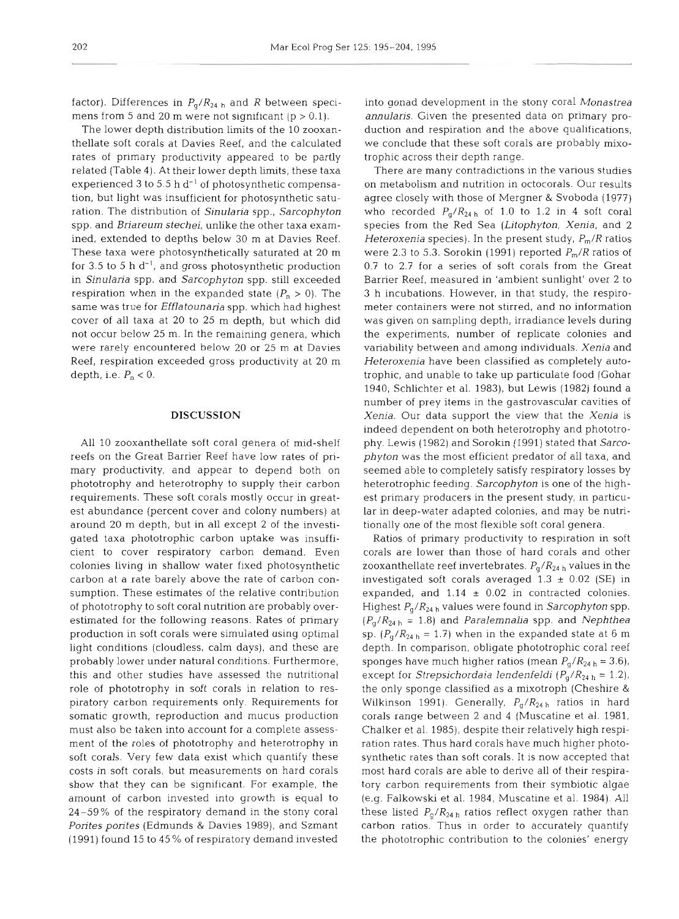factor). Differences in $P_g/R_{24\,h}$ and $R$ between specimens from 5 and 20 m were not significant ($p > 0.1$).

The lower depth distribution limits of the 10 zooxanthellate soft corals at Davies Reef, and the calculated rates of primary productivity appeared to be partly related (Table 4). At their lower depth limits, these taxa experienced 3 to 5.5 h $d^{-1}$ of photosynthetic compensation, but light was insufficient for photosynthetic saturation. The distribution of *Sinularia* spp., *Sarcophyton* spp. and *Briareum stechei*, unlike the other taxa examined, extended to depths below 30 m at Davies Reef. These taxa were photosynthetically saturated at 20 m for 3.5 to 5 h $d^{-1}$, and gross photosynthetic production in *Sinularia* spp. and *Sarcophyton* spp. still exceeded respiration when in the expanded state ($P_n > 0$). The same was true for *Efflatounaria* spp. which had highest cover of all taxa at 20 to 25 m depth, but which did not occur below 25 m. In the remaining genera, which were rarely encountered below 20 or 25 m at Davies Reef, respiration exceeded gross productivity at 20 m depth, i.e. $P_n < 0$.

## DISCUSSION

All 10 zooxanthellate soft coral genera of mid-shelf reefs on the Great Barrier Reef have low rates of primary productivity, and appear to depend both on phototrophy and heterotrophy to supply their carbon requirements. These soft corals mostly occur in greatest abundance (percent cover and colony numbers) at around 20 m depth, but in all except 2 of the investigated taxa phototrophic carbon uptake was insufficient to cover respiratory carbon demand. Even colonies living in shallow water fixed photosynthetic carbon at a rate barely above the rate of carbon consumption. These estimates of the relative contribution of phototrophy to soft coral nutrition are probably overestimated for the following reasons. Rates of primary production in soft corals were simulated using optimal light conditions (cloudless, calm days), and these are probably lower under natural conditions. Furthermore, this and other studies have assessed the nutritional role of phototrophy in soft corals in relation to respiratory carbon requirements only. Requirements for somatic growth, reproduction and mucus production must also be taken into account for a complete assessment of the roles of phototrophy and heterotrophy in soft corals. Very few data exist which quantify these costs in soft corals, but measurements on hard corals show that they can be significant. For example, the amount of carbon invested into growth is equal to 24–59% of the respiratory demand in the stony coral *Porites porites* (Edmunds & Davies 1989), and Szmant (1991) found 15 to 45% of respiratory demand invested into gonad development in the stony coral *Monastrea annularis*. Given the presented data on primary production and respiration and the above qualifications, we conclude that these soft corals are probably mixotrophic across their depth range.

There are many contradictions in the various studies on metabolism and nutrition in octocorals. Our results agree closely with those of Mergner & Svoboda (1977) who recorded $P_g/R_{24\,h}$ of 1.0 to 1.2 in 4 soft coral species from the Red Sea (*Litophyton*, *Xenia*, and 2 *Heteroxenia* species). In the present study, $P_m/R$ ratios were 2.3 to 5.3. Sorokin (1991) reported $P_m/R$ ratios of 0.7 to 2.7 for a series of soft corals from the Great Barrier Reef, measured in 'ambient sunlight' over 2 to 3 h incubations. However, in that study, the respirometer containers were not stirred, and no information was given on sampling depth, irradiance levels during the experiments, number of replicate colonies and variability between and among individuals. *Xenia* and *Heteroxenia* have been classified as completely autotrophic, and unable to take up particulate food (Gohar 1940, Schlichter et al. 1983), but Lewis (1982) found a number of prey items in the gastrovascular cavities of *Xenia*. Our data support the view that the *Xenia* is indeed dependent on both heterotrophy and phototrophy. Lewis (1982) and Sorokin (1991) stated that *Sarcophyton* was the most efficient predator of all taxa, and seemed able to completely satisfy respiratory losses by heterotrophic feeding. *Sarcophyton* is one of the highest primary producers in the present study, in particular in deep-water adapted colonies, and may be nutritionally one of the most flexible soft coral genera.

Ratios of primary productivity to respiration in soft corals are lower than those of hard corals and other zooxanthellate reef invertebrates. $P_g/R_{24\,h}$ values in the investigated soft corals averaged 1.3 ± 0.02 (SE) in expanded, and 1.14 ± 0.02 in contracted colonies. Highest $P_g/R_{24\,h}$ values were found in *Sarcophyton* spp. ($P_g/R_{24\,h} = 1.8$) and *Paralemnalia* spp. and *Nephthea* sp. ($P_g/R_{24\,h} = 1.7$) when in the expanded state at 6 m depth. In comparison, obligate phototrophic coral reef sponges have much higher ratios (mean $P_g/R_{24\,h} = 3.6$), except for *Strepsichordaia lendenfeldi* ($P_g/R_{24\,h} = 1.2$), the only sponge classified as a mixotroph (Cheshire & Wilkinson 1991). Generally, $P_g/R_{24\,h}$ ratios in hard corals range between 2 and 4 (Muscatine et al. 1981, Chalker et al. 1985), despite their relatively high respiration rates. Thus hard corals have much higher photosynthetic rates than soft corals. It is now accepted that most hard corals are able to derive all of their respiratory carbon requirements from their symbiotic algae (e.g. Falkowski et al. 1984, Muscatine et al. 1984). All these listed $P_g/R_{24\,h}$ ratios reflect oxygen rather than carbon ratios. Thus in order to accurately quantify the phototrophic contribution to the colonies' energy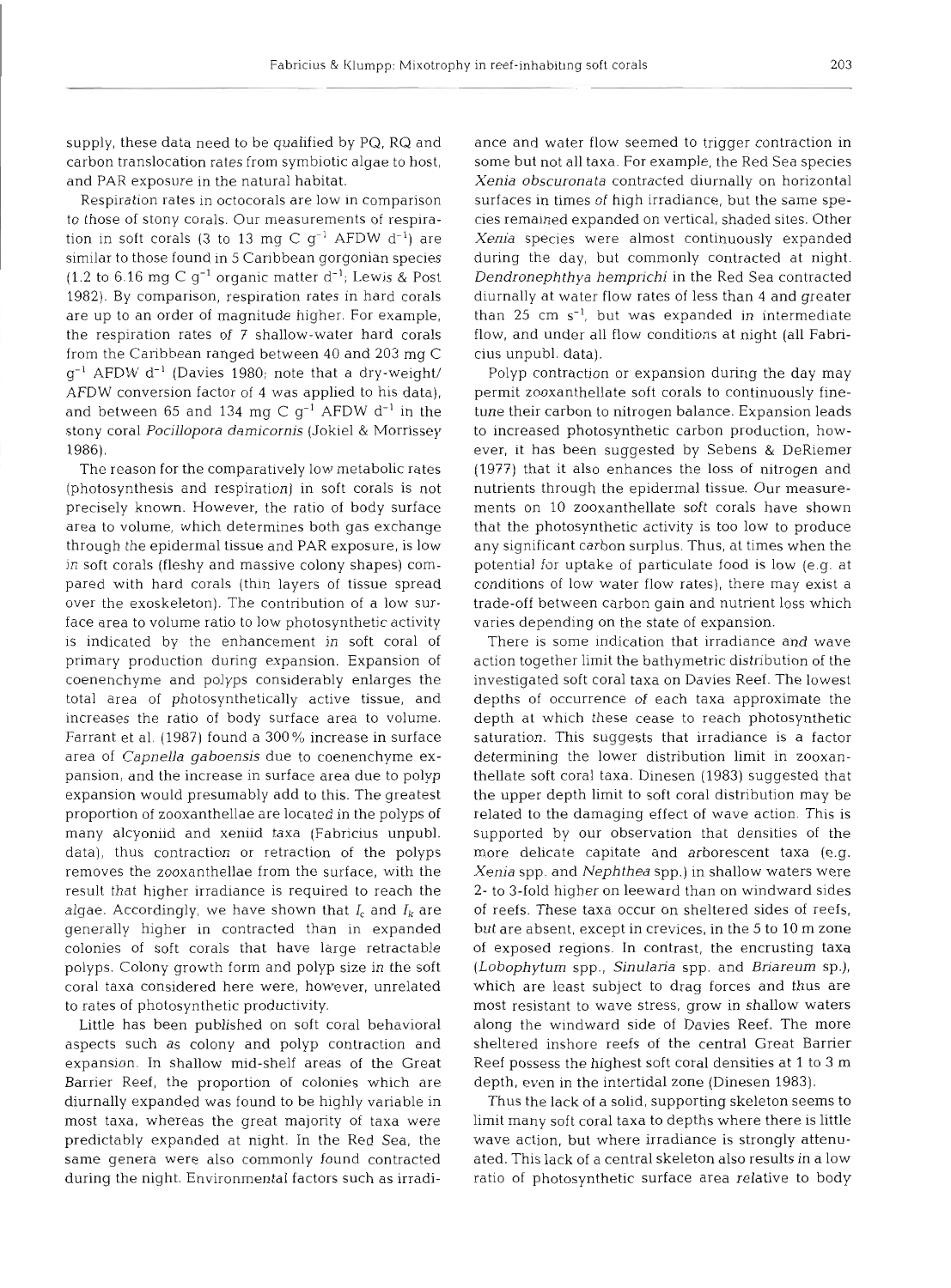supply, these data need to be qualified by PQ, RQ and carbon translocation rates from symbiotic algae to host, and PAR exposure in the natural habitat.

Respiration rates in octocorals are low in comparison to those of stony corals. Our measurements of respiration in soft corals (3 to 13 mg C $g^{-1}$ AFDW $d^{-1}$) are similar to those found in 5 Caribbean gorgonian species (1.2 to 6.16 mg C $g^{-1}$ organic matter $d^{-1}$; Lewis & Post 1982). By comparison, respiration rates in hard corals are up to an order of magnitude higher. For example, the respiration rates of 7 shallow-water hard corals from the Caribbean ranged between 40 and 203 mg C $g^{-1}$ AFDW $d^{-1}$ (Davies 1980; note that a dry-weight/AFDW conversion factor of 4 was applied to his data), and between 65 and 134 mg C $g^{-1}$ AFDW $d^{-1}$ in the stony coral *Pocillopora damicornis* (Jokiel & Morrissey 1986).

The reason for the comparatively low metabolic rates (photosynthesis and respiration) in soft corals is not precisely known. However, the ratio of body surface area to volume, which determines both gas exchange through the epidermal tissue and PAR exposure, is low in soft corals (fleshy and massive colony shapes) compared with hard corals (thin layers of tissue spread over the exoskeleton). The contribution of a low surface area to volume ratio to low photosynthetic activity is indicated by the enhancement in soft coral of primary production during expansion. Expansion of coenenchyme and polyps considerably enlarges the total area of photosynthetically active tissue, and increases the ratio of body surface area to volume. Farrant et al. (1987) found a 300% increase in surface area of *Capnella gaboensis* due to coenenchyme expansion, and the increase in surface area due to polyp expansion would presumably add to this. The greatest proportion of zooxanthellae are located in the polyps of many alcyoniid and xeniid taxa (Fabricius unpubl. data), thus contraction or retraction of the polyps removes the zooxanthellae from the surface, with the result that higher irradiance is required to reach the algae. Accordingly, we have shown that $I_c$ and $I_k$ are generally higher in contracted than in expanded colonies of soft corals that have large retractable polyps. Colony growth form and polyp size in the soft coral taxa considered here were, however, unrelated to rates of photosynthetic productivity.

Little has been published on soft coral behavioral aspects such as colony and polyp contraction and expansion. In shallow mid-shelf areas of the Great Barrier Reef, the proportion of colonies which are diurnally expanded was found to be highly variable in most taxa, whereas the great majority of taxa were predictably expanded at night. In the Red Sea, the same genera were also commonly found contracted during the night. Environmental factors such as irradiance and water flow seemed to trigger contraction in some but not all taxa. For example, the Red Sea species *Xenia obscuronata* contracted diurnally on horizontal surfaces in times of high irradiance, but the same species remained expanded on vertical, shaded sites. Other *Xenia* species were almost continuously expanded during the day, but commonly contracted at night. *Dendronephthya hemprichi* in the Red Sea contracted diurnally at water flow rates of less than 4 and greater than 25 cm $s^{-1}$, but was expanded in intermediate flow, and under all flow conditions at night (all Fabricius unpubl. data).

Polyp contraction or expansion during the day may permit zooxanthellate soft corals to continuously fine-tune their carbon to nitrogen balance. Expansion leads to increased photosynthetic carbon production, however, it has been suggested by Sebens & DeRiemer (1977) that it also enhances the loss of nitrogen and nutrients through the epidermal tissue. Our measurements on 10 zooxanthellate soft corals have shown that the photosynthetic activity is too low to produce any significant carbon surplus. Thus, at times when the potential for uptake of particulate food is low (e.g. at conditions of low water flow rates), there may exist a trade-off between carbon gain and nutrient loss which varies depending on the state of expansion.

There is some indication that irradiance and wave action together limit the bathymetric distribution of the investigated soft coral taxa on Davies Reef. The lowest depths of occurrence of each taxa approximate the depth at which these cease to reach photosynthetic saturation. This suggests that irradiance is a factor determining the lower distribution limit in zooxanthellate soft coral taxa. Dinesen (1983) suggested that the upper depth limit to soft coral distribution may be related to the damaging effect of wave action. This is supported by our observation that densities of the more delicate capitate and arborescent taxa (e.g. *Xenia* spp. and *Nephthea* spp.) in shallow waters were 2- to 3-fold higher on leeward than on windward sides of reefs. These taxa occur on sheltered sides of reefs, but are absent, except in crevices, in the 5 to 10 m zone of exposed regions. In contrast, the encrusting taxa (*Lobophytum* spp., *Sinularia* spp. and *Briareum* sp.), which are least subject to drag forces and thus are most resistant to wave stress, grow in shallow waters along the windward side of Davies Reef. The more sheltered inshore reefs of the central Great Barrier Reef possess the highest soft coral densities at 1 to 3 m depth, even in the intertidal zone (Dinesen 1983).

Thus the lack of a solid, supporting skeleton seems to limit many soft coral taxa to depths where there is little wave action, but where irradiance is strongly attenuated. This lack of a central skeleton also results in a low ratio of photosynthetic surface area relative to body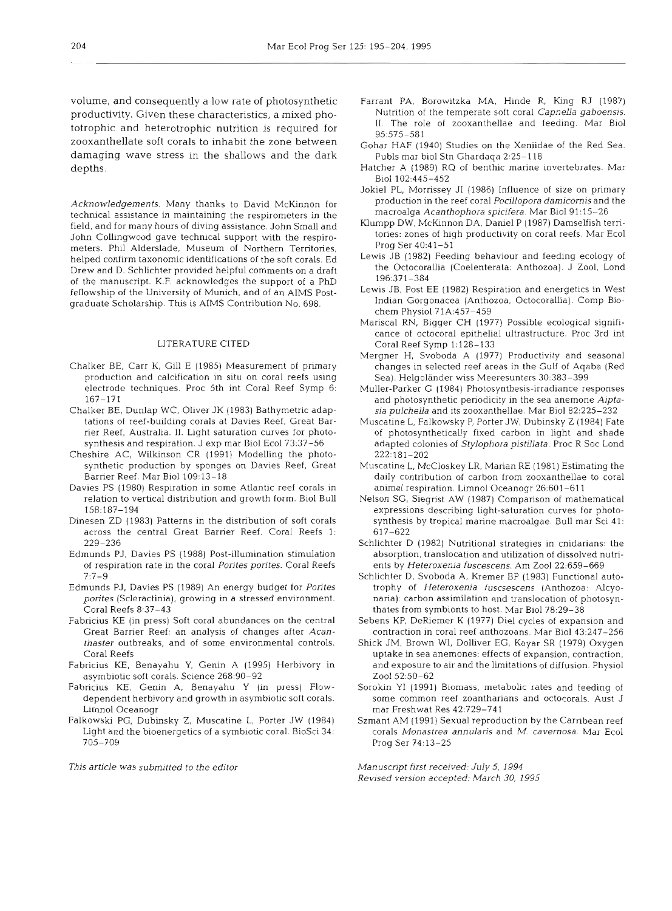volume, and consequently a low rate of photosynthetic productivity. Given these characteristics, a mixed phototrophic and heterotrophic nutrition is required for zooxanthellate soft corals to inhabit the zone between damaging wave stress in the shallows and the dark depths.

*Acknowledgements.* Many thanks to David McKinnon for technical assistance in maintaining the respirometers in the field, and for many hours of diving assistance. John Small and John Collingwood gave technical support with the respirometers. Phil Alderslade, Museum of Northern Territories, helped confirm taxonomic identifications of the soft corals. Ed Drew and D. Schlichter provided helpful comments on a draft of the manuscript. K.F. acknowledges the support of a PhD fellowship of the University of Munich, and of an AIMS Postgraduate Scholarship. This is AIMS Contribution No. 698.

## LITERATURE CITED

Chalker BE, Carr K, Gill E (1985) Measurement of primary production and calcification in situ on coral reefs using electrode techniques. Proc 5th int Coral Reef Symp 6: 167–171

Chalker BE, Dunlap WC, Oliver JK (1983) Bathymetric adaptations of reef-building corals at Davies Reef, Great Barrier Reef, Australia. II. Light saturation curves for photosynthesis and respiration. J exp mar Biol Ecol 73:37–56

Cheshire AC, Wilkinson CR (1991) Modelling the photosynthetic production by sponges on Davies Reef, Great Barrier Reef. Mar Biol 109:13–18

Davies PS (1980) Respiration in some Atlantic reef corals in relation to vertical distribution and growth form. Biol Bull 158:187–194

Dinesen ZD (1983) Patterns in the distribution of soft corals across the central Great Barrier Reef. Coral Reefs 1: 229–236

Edmunds PJ, Davies PS (1988) Post-illumination stimulation of respiration rate in the coral *Porites porites*. Coral Reefs 7:7–9

Edmunds PJ, Davies PS (1989) An energy budget for *Porites porites* (Scleractinia), growing in a stressed environment. Coral Reefs 8:37–43

Fabricius KE (in press) Soft coral abundances on the central Great Barrier Reef: an analysis of changes after *Acanthaster* outbreaks, and of some environmental controls. Coral Reefs

Fabricius KE, Benayahu Y, Genin A (1995) Herbivory in asymbiotic soft corals. Science 268:90–92

Fabricius KE, Genin A, Benayahu Y (in press) Flow-dependent herbivory and growth in asymbiotic soft corals. Limnol Oceanogr

Falkowski PG, Dubinsky Z, Muscatine L, Porter JW (1984) Light and the bioenergetics of a symbiotic coral. BioSci 34: 705–709

Farrant PA, Borowitzka MA, Hinde R, King RJ (1987) Nutrition of the temperate soft coral *Capnella gaboensis*. II. The role of zooxanthellae and feeding. Mar Biol 95:575–581

Gohar HAF (1940) Studies on the Xeniidae of the Red Sea. Publs mar biol Stn Ghardaqa 2:25–118

Hatcher A (1989) RQ of benthic marine invertebrates. Mar Biol 102:445–452

Jokiel PL, Morrissey JI (1986) Influence of size on primary production in the reef coral *Pocillopora damicornis* and the macroalga *Acanthophora spicifera*. Mar Biol 91:15–26

Klumpp DW, McKinnon DA, Daniel P (1987) Damselfish territories: zones of high productivity on coral reefs. Mar Ecol Prog Ser 40:41–51

Lewis JB (1982) Feeding behaviour and feeding ecology of the Octocorallia (Coelenterata: Anthozoa). J Zool, Lond 196:371–384

Lewis JB, Post EE (1982) Respiration and energetics in West Indian Gorgonacea (Anthozoa, Octocorallia). Comp Biochem Physiol 71A:457–459

Mariscal RN, Bigger CH (1977) Possible ecological significance of octocoral epithelial ultrastructure. Proc 3rd int Coral Reef Symp 1:128–133

Mergner H, Svoboda A (1977) Productivity and seasonal changes in selected reef areas in the Gulf of Aqaba (Red Sea). Helgoländer wiss Meeresunters 30:383–399

Muller-Parker G (1984) Photosynthesis-irradiance responses and photosynthetic periodicity in the sea anemone *Aiptasia pulchella* and its zooxanthellae. Mar Biol 82:225–232

Muscatine L, Falkowsky P, Porter JW, Dubinsky Z (1984) Fate of photosynthetically fixed carbon in light and shade adapted colonies of *Stylophora pistillata*. Proc R Soc Lond 222:181–202

Muscatine L, McCloskey LR, Marian RE (1981) Estimating the daily contribution of carbon from zooxanthellae to coral animal respiration. Limnol Oceanogr 26:601–611

Nelson SG, Siegrist AW (1987) Comparison of mathematical expressions describing light-saturation curves for photosynthesis by tropical marine macroalgae. Bull mar Sci 41: 617–622

Schlichter D (1982) Nutritional strategies in cnidarians: the absorption, translocation and utilization of dissolved nutrients by *Heteroxenia fuscescens*. Am Zool 22:659–669

Schlichter D, Svoboda A, Kremer BP (1983) Functional autotrophy of *Heteroxenia fuscsescens* (Anthozoa: Alcyonaria): carbon assimilation and translocation of photosynthates from symbionts to host. Mar Biol 78:29–38

Sebens KP, DeRiemer K (1977) Diel cycles of expansion and contraction in coral reef anthozoans. Mar Biol 43:247–256

Shick JM, Brown WI, Dolliver EG, Kayar SR (1979) Oxygen uptake in sea anemones: effects of expansion, contraction, and exposure to air and the limitations of diffusion. Physiol Zool 52:50–62

Sorokin YI (1991) Biomass, metabolic rates and feeding of some common reef zoantharians and octocorals. Aust J mar Freshwat Res 42:729–741

Szmant AM (1991) Sexual reproduction by the Carribean reef corals *Monastrea annularis* and *M. cavernosa*. Mar Ecol Prog Ser 74:13–25

*This article was submitted to the editor*

*Manuscript first received: July 5, 1994*
*Revised version accepted: March 30, 1995*